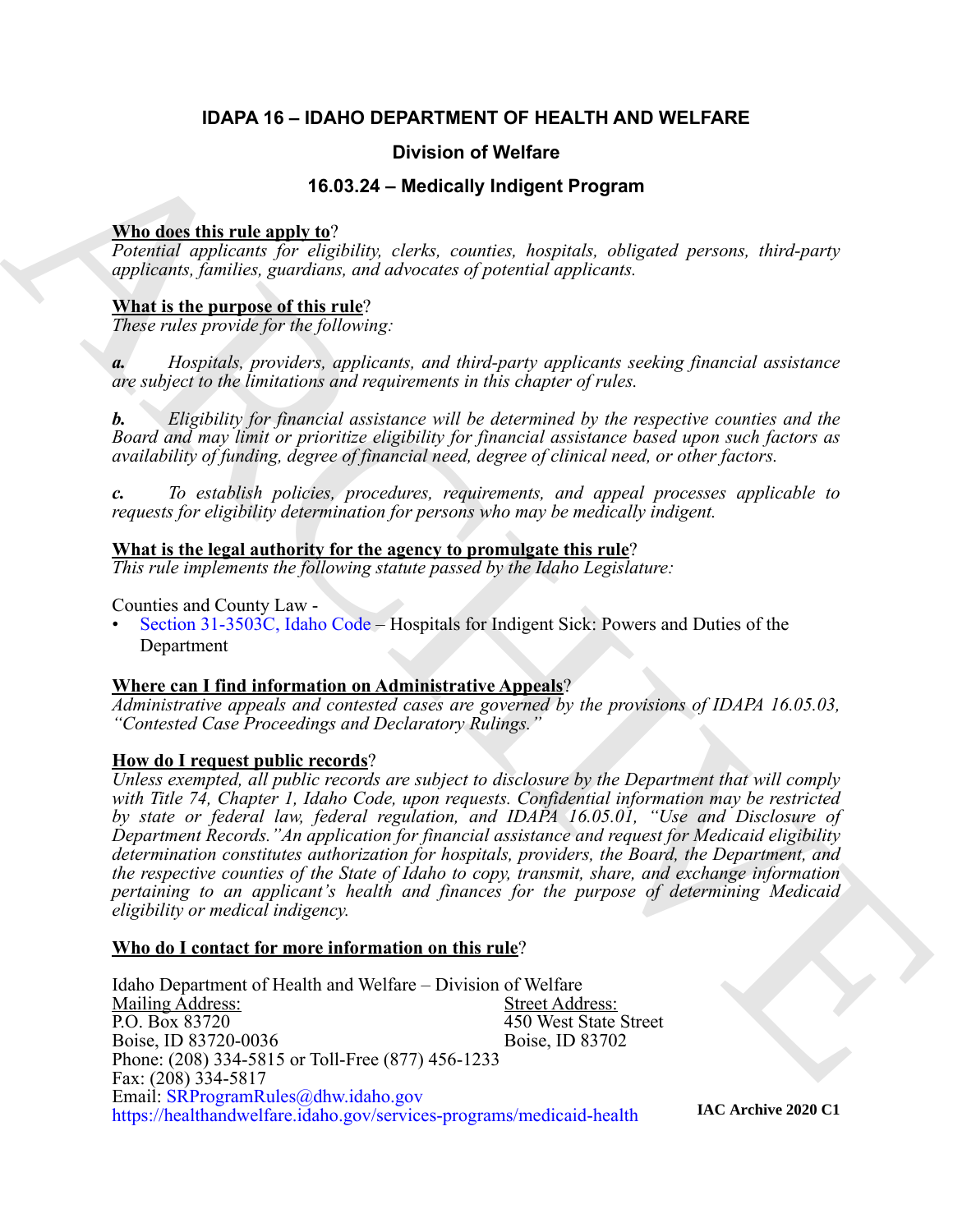# IDAPA 16 – IDAHO DEPARTMENT OF HEALTH AND WELFARE

## Division of Welfare

## 16.03.24 – Medically Indigent Program

**Who does this rule apply to**?
*Potential applicants for eligibility, clerks, counties, hospitals, obligated persons, third-party applicants, families, guardians, and advocates of potential applicants.*

**What is the purpose of this rule**?
*These rules provide for the following:*

***a.*** *Hospitals, providers, applicants, and third-party applicants seeking financial assistance are subject to the limitations and requirements in this chapter of rules.*

***b.*** *Eligibility for financial assistance will be determined by the respective counties and the Board and may limit or prioritize eligibility for financial assistance based upon such factors as availability of funding, degree of financial need, degree of clinical need, or other factors.*

***c.*** *To establish policies, procedures, requirements, and appeal processes applicable to requests for eligibility determination for persons who may be medically indigent.*

**What is the legal authority for the agency to promulgate this rule**?
*This rule implements the following statute passed by the Idaho Legislature:*

Counties and County Law -
- Section 31-3503C, Idaho Code – Hospitals for Indigent Sick: Powers and Duties of the Department

**Where can I find information on Administrative Appeals**?
*Administrative appeals and contested cases are governed by the provisions of IDAPA 16.05.03, "Contested Case Proceedings and Declaratory Rulings."*

**How do I request public records**?
*Unless exempted, all public records are subject to disclosure by the Department that will comply with Title 74, Chapter 1, Idaho Code, upon requests. Confidential information may be restricted by state or federal law, federal regulation, and IDAPA 16.05.01, "Use and Disclosure of Department Records."An application for financial assistance and request for Medicaid eligibility determination constitutes authorization for hospitals, providers, the Department, the Board, and the respective counties of the State of Idaho to copy, transmit, share, and exchange information pertaining to an applicant's health and finances for the purpose of determining Medicaid eligibility or medical indigency.*

**Who do I contact for more information on this rule**?

Idaho Department of Health and Welfare – Division of Welfare

| Mailing Address: | Street Address: |
|---|---|
| P.O. Box 83720 | 450 West State Street |
| Boise, ID 83720-0036 | Boise, ID 83702 |

Phone: (208) 334-5815 or Toll-Free (877) 456-1233
Fax: (208) 334-5817
Email: SRProgramRules@dhw.idaho.gov
https://healthandwelfare.idaho.gov/services-programs/medicaid-health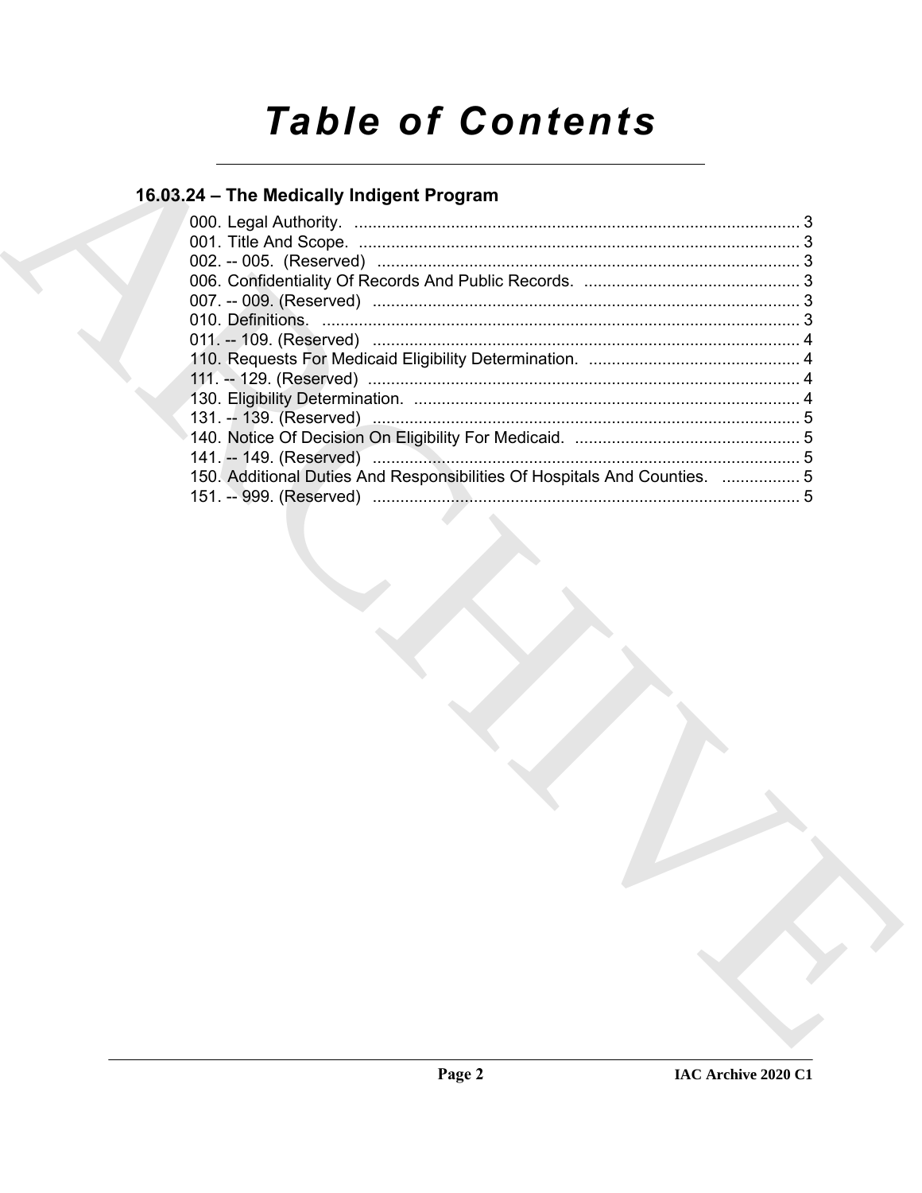# Table of Contents

## 16.03.24 – The Medically Indigent Program

000. Legal Authority. ........................................................................................... 3
001. Title And Scope. ........................................................................................... 3
002. -- 005. (Reserved) ........................................................................................... 3
006. Confidentiality Of Records And Public Records. ........................................... 3
007. -- 009. (Reserved) ........................................................................................... 3
010. Definitions. ........................................................................................... 3
011. -- 109. (Reserved) ........................................................................................... 4
110. Requests For Medicaid Eligibility Determination. ........................................... 4
111. -- 129. (Reserved) ........................................................................................... 4
130. Eligibility Determination. ........................................................................................... 4
131. -- 139. (Reserved) ........................................................................................... 5
140. Notice Of Decision On Eligibility For Medicaid. ........................................... 5
141. -- 149. (Reserved) ........................................................................................... 5
150. Additional Duties And Responsibilities Of Hospitals And Counties. ................. 5
151. -- 999. (Reserved) ........................................................................................... 5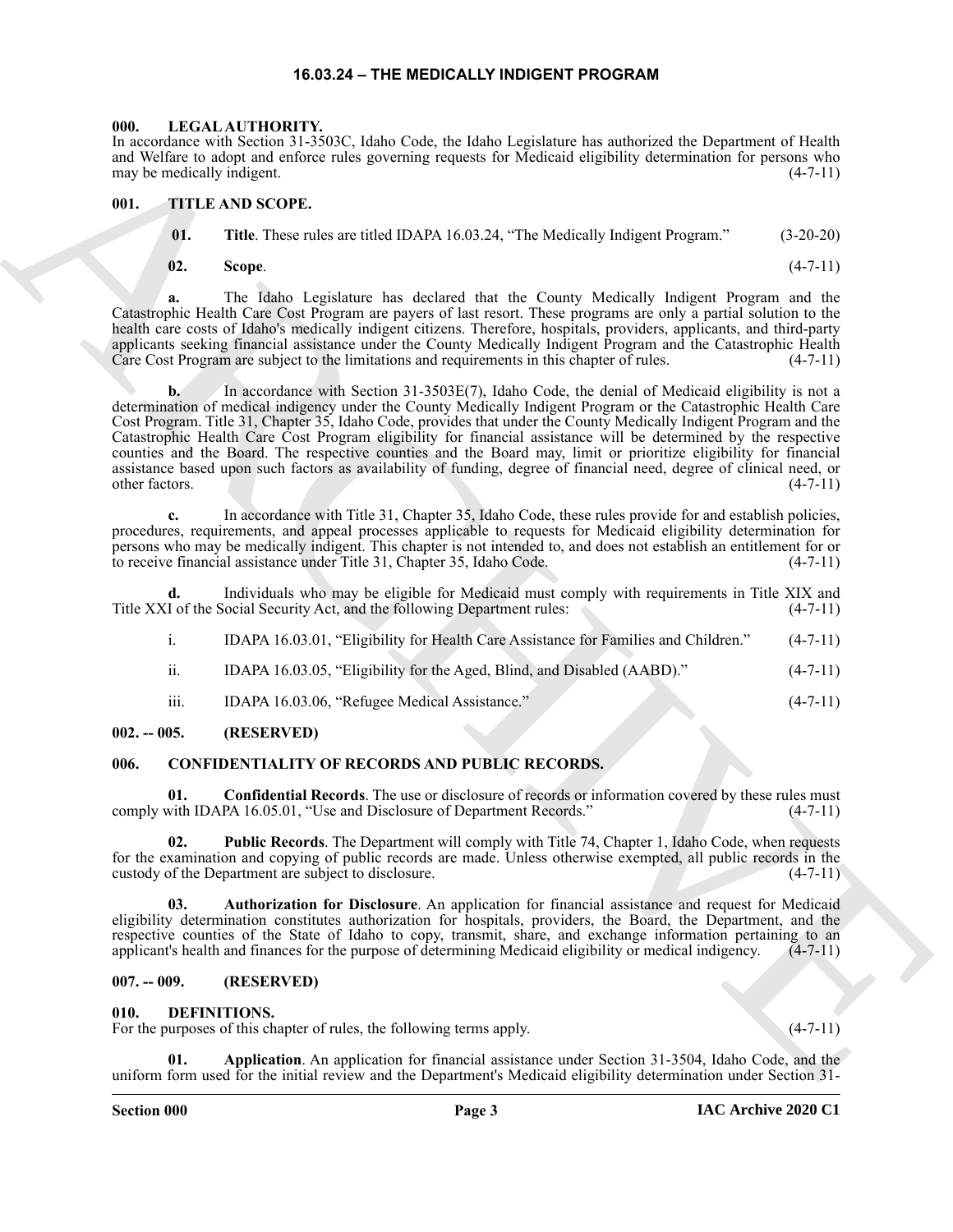# 16.03.24 – THE MEDICALLY INDIGENT PROGRAM

## 000. LEGAL AUTHORITY.

In accordance with Section 31-3503C, Idaho Code, the Idaho Legislature has authorized the Department of Health and Welfare to adopt and enforce rules governing requests for Medicaid eligibility determination for persons who may be medically indigent. (4-7-11)

## 001. TITLE AND SCOPE.

**01. Title**. These rules are titled IDAPA 16.03.24, "The Medically Indigent Program." (3-20-20)

**02. Scope**. (4-7-11)

**a.** The Idaho Legislature has declared that the County Medically Indigent Program and the Catastrophic Health Care Cost Program are payers of last resort. These programs are only a partial solution to the health care costs of Idaho's medically indigent citizens. Therefore, hospitals, providers, applicants, and third-party applicants seeking financial assistance under the County Medically Indigent Program and the Catastrophic Health Care Cost Program are subject to the limitations and requirements in this chapter of rules. (4-7-11)

**b.** In accordance with Section 31-3503E(7), Idaho Code, the denial of Medicaid eligibility is not a determination of medical indigency under the County Medically Indigent Program or the Catastrophic Health Care Cost Program. Title 31, Chapter 35, Idaho Code, provides that under the County Medically Indigent Program and the Catastrophic Health Care Cost Program eligibility for financial assistance will be determined by the respective counties and the Board. The respective counties and the Board may, limit or prioritize eligibility for financial assistance based upon such factors as availability of funding, degree of financial need, degree of clinical need, or other factors. (4-7-11)

**c.** In accordance with Title 31, Chapter 35, Idaho Code, these rules provide for and establish policies, procedures, requirements, and appeal processes applicable to requests for Medicaid eligibility determination for persons who may be medically indigent. This chapter is not intended to, and does not establish an entitlement for or to receive financial assistance under Title 31, Chapter 35, Idaho Code. (4-7-11)

**d.** Individuals who may be eligible for Medicaid must comply with requirements in Title XIX and Title XXI of the Social Security Act, and the following Department rules: (4-7-11)

i. IDAPA 16.03.01, "Eligibility for Health Care Assistance for Families and Children." (4-7-11)

ii. IDAPA 16.03.05, "Eligibility for the Aged, Blind, and Disabled (AABD)." (4-7-11)

iii. IDAPA 16.03.06, "Refugee Medical Assistance." (4-7-11)

## 002. -- 005. (RESERVED)

## 006. CONFIDENTIALITY OF RECORDS AND PUBLIC RECORDS.

**01. Confidential Records**. The use or disclosure of records or information covered by these rules must comply with IDAPA 16.05.01, "Use and Disclosure of Department Records." (4-7-11)

**02. Public Records**. The Department will comply with Title 74, Chapter 1, Idaho Code, when requests for the examination and copying of public records are made. Unless otherwise exempted, all public records in the custody of the Department are subject to disclosure. (4-7-11)

**03. Authorization for Disclosure**. An application for financial assistance and request for Medicaid eligibility determination constitutes authorization for hospitals, providers, the Board, the Department, and the respective counties of the State of Idaho to copy, transmit, share, and exchange information pertaining to an applicant's health and finances for the purpose of determining Medicaid eligibility or medical indigency. (4-7-11)

## 007. -- 009. (RESERVED)

## 010. DEFINITIONS.

For the purposes of this chapter of rules, the following terms apply. (4-7-11)

**01. Application**. An application for financial assistance under Section 31-3504, Idaho Code, and the uniform form used for the initial review and the Department's Medicaid eligibility determination under Section 31-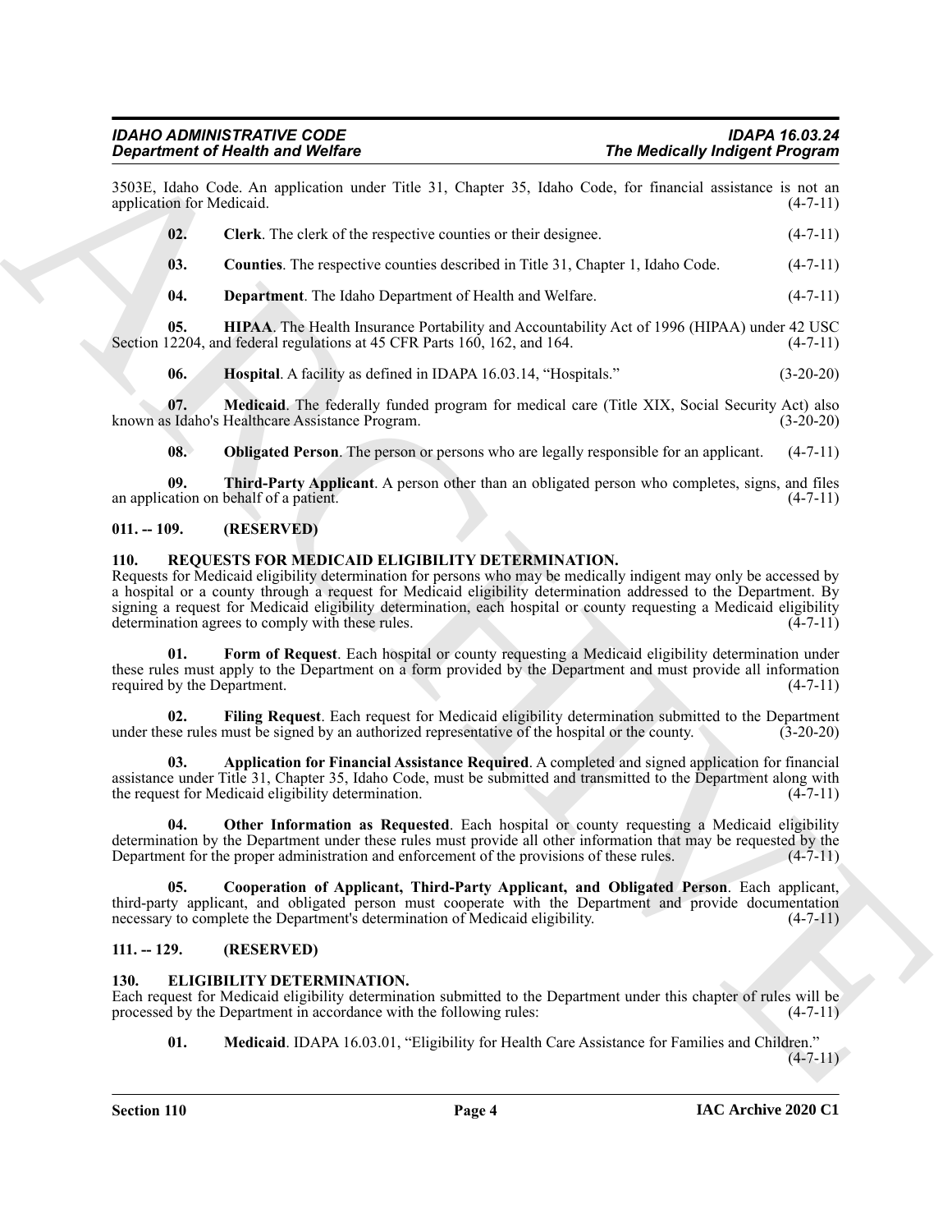3503E, Idaho Code. An application under Title 31, Chapter 35, Idaho Code, for financial assistance is not an application for Medicaid. (4-7-11)

**02. Clerk**. The clerk of the respective counties or their designee. (4-7-11)

**03. Counties**. The respective counties described in Title 31, Chapter 1, Idaho Code. (4-7-11)

**04. Department**. The Idaho Department of Health and Welfare. (4-7-11)

**05. HIPAA**. The Health Insurance Portability and Accountability Act of 1996 (HIPAA) under 42 USC Section 12204, and federal regulations at 45 CFR Parts 160, 162, and 164. (4-7-11)

**06. Hospital**. A facility as defined in IDAPA 16.03.14, "Hospitals." (3-20-20)

**07. Medicaid**. The federally funded program for medical care (Title XIX, Social Security Act) also known as Idaho's Healthcare Assistance Program. (3-20-20)

**08. Obligated Person**. The person or persons who are legally responsible for an applicant. (4-7-11)

**09. Third-Party Applicant**. A person other than an obligated person who completes, signs, and files an application on behalf of a patient. (4-7-11)

### 011. -- 109. (RESERVED)

### 110. REQUESTS FOR MEDICAID ELIGIBILITY DETERMINATION.

Requests for Medicaid eligibility determination for persons who may be medically indigent may only be accessed by a hospital or a county through a request for Medicaid eligibility determination addressed to the Department. By signing a request for Medicaid eligibility determination, each hospital or county requesting a Medicaid eligibility determination agrees to comply with these rules. (4-7-11)

**01. Form of Request**. Each hospital or county requesting a Medicaid eligibility determination under these rules must apply to the Department on a form provided by the Department and must provide all information required by the Department. (4-7-11)

**02. Filing Request**. Each request for Medicaid eligibility determination submitted to the Department under these rules must be signed by an authorized representative of the hospital or the county. (3-20-20)

**03. Application for Financial Assistance Required**. A completed and signed application for financial assistance under Title 31, Chapter 35, Idaho Code, must be submitted and transmitted to the Department along with the request for Medicaid eligibility determination. (4-7-11)

**04. Other Information as Requested**. Each hospital or county requesting a Medicaid eligibility determination by the Department under these rules must provide all other information that may be requested by the Department for the proper administration and enforcement of the provisions of these rules. (4-7-11)

**05. Cooperation of Applicant, Third-Party Applicant, and Obligated Person**. Each applicant, third-party applicant, and obligated person must cooperate with the Department and provide documentation necessary to complete the Department's determination of Medicaid eligibility. (4-7-11)

### 111. -- 129. (RESERVED)

### 130. ELIGIBILITY DETERMINATION.

Each request for Medicaid eligibility determination submitted to the Department under this chapter of rules will be processed by the Department in accordance with the following rules: (4-7-11)

**01. Medicaid**. IDAPA 16.03.01, "Eligibility for Health Care Assistance for Families and Children." (4-7-11)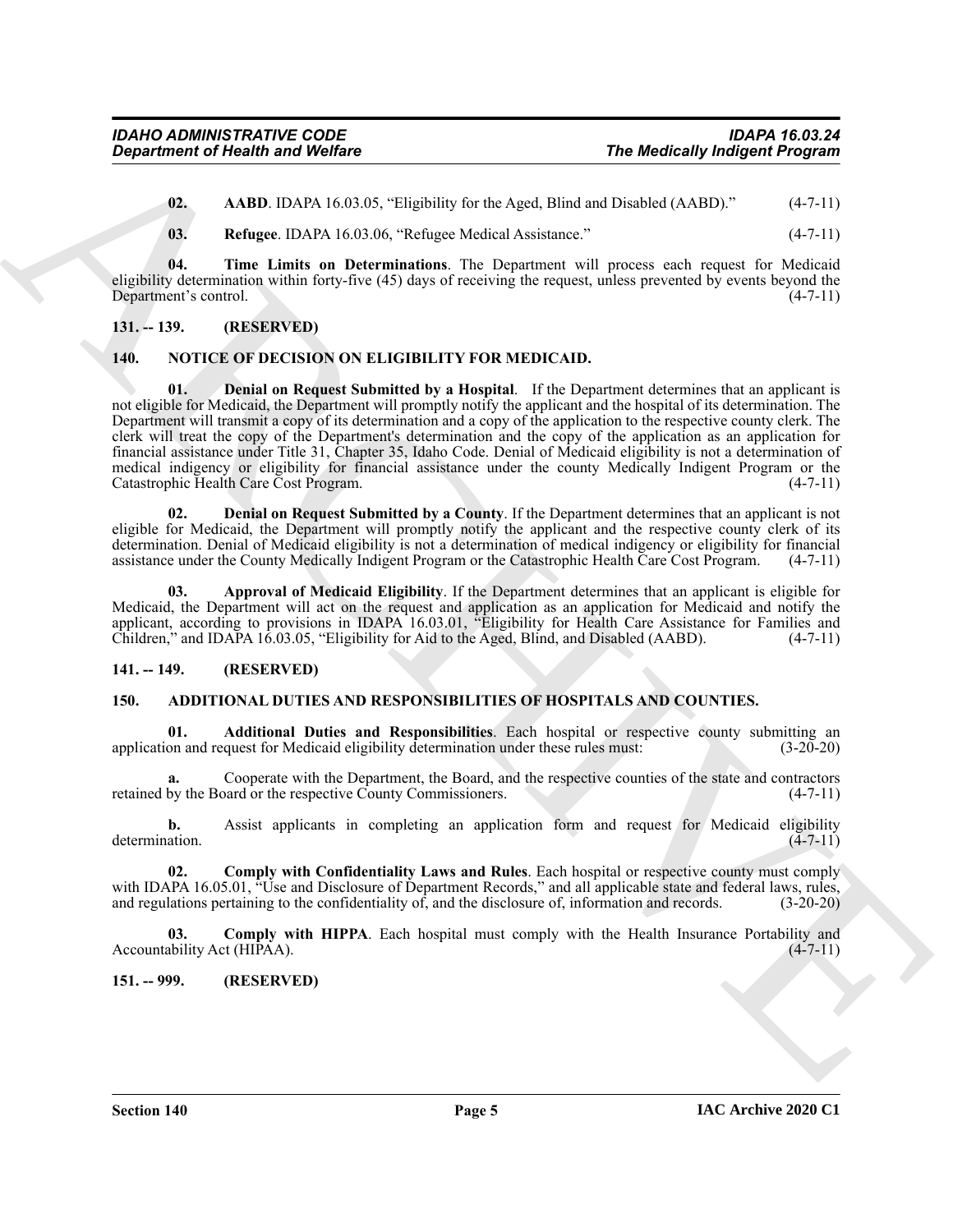**02. AABD**. IDAPA 16.03.05, "Eligibility for the Aged, Blind and Disabled (AABD)." (4-7-11)

**03. Refugee**. IDAPA 16.03.06, "Refugee Medical Assistance." (4-7-11)

**04. Time Limits on Determinations**. The Department will process each request for Medicaid eligibility determination within forty-five (45) days of receiving the request, unless prevented by events beyond the Department's control. (4-7-11)

## 131. -- 139. (RESERVED)

## 140. NOTICE OF DECISION ON ELIGIBILITY FOR MEDICAID.

**01. Denial on Request Submitted by a Hospital**. If the Department determines that an applicant is not eligible for Medicaid, the Department will promptly notify the applicant and the hospital of its determination. The Department will transmit a copy of its determination and a copy of the application to the respective county clerk. The clerk will treat the copy of the Department's determination and the copy of the application as an application for financial assistance under Title 31, Chapter 35, Idaho Code. Denial of Medicaid eligibility is not a determination of medical indigency or eligibility for financial assistance under the county Medically Indigent Program or the Catastrophic Health Care Cost Program. (4-7-11)

**02. Denial on Request Submitted by a County**. If the Department determines that an applicant is not eligible for Medicaid, the Department will promptly notify the applicant and the respective county clerk of its determination. Denial of Medicaid eligibility is not a determination of medical indigency or eligibility for financial assistance under the County Medically Indigent Program or the Catastrophic Health Care Cost Program. (4-7-11)

**03. Approval of Medicaid Eligibility**. If the Department determines that an applicant is eligible for Medicaid, the Department will act on the request and application as an application for Medicaid and notify the applicant, according to provisions in IDAPA 16.03.01, "Eligibility for Health Care Assistance for Families and Children," and IDAPA 16.03.05, "Eligibility for Aid to the Aged, Blind, and Disabled (AABD). (4-7-11)

## 141. -- 149. (RESERVED)

## 150. ADDITIONAL DUTIES AND RESPONSIBILITIES OF HOSPITALS AND COUNTIES.

**01. Additional Duties and Responsibilities**. Each hospital or respective county submitting an application and request for Medicaid eligibility determination under these rules must: (3-20-20)

**a.** Cooperate with the Department, the Board, and the respective counties of the state and contractors retained by the Board or the respective County Commissioners. (4-7-11)

**b.** Assist applicants in completing an application form and request for Medicaid eligibility determination. (4-7-11)

**02. Comply with Confidentiality Laws and Rules**. Each hospital or respective county must comply with IDAPA 16.05.01, "Use and Disclosure of Department Records," and all applicable state and federal laws, rules, and regulations pertaining to the confidentiality of, and the disclosure of, information and records. (3-20-20)

**03. Comply with HIPPA**. Each hospital must comply with the Health Insurance Portability and Accountability Act (HIPAA). (4-7-11)

## 151. -- 999. (RESERVED)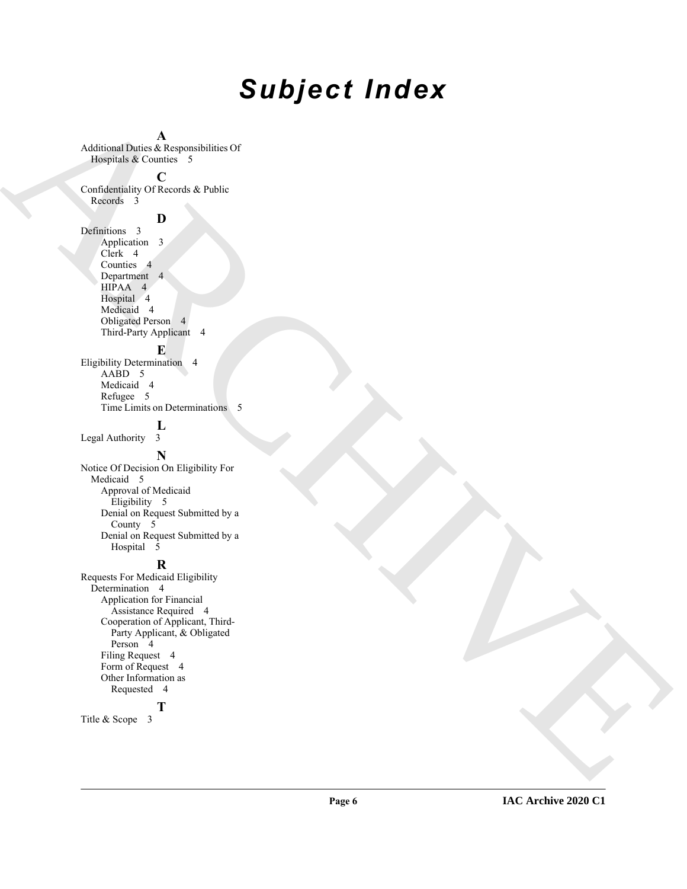# Subject Index

**A**

Additional Duties & Responsibilities Of Hospitals & Counties 5

**C**

Confidentiality Of Records & Public Records 3

**D**

Definitions 3
- Application 3
- Clerk 4
- Counties 4
- Department 4
- HIPAA 4
- Hospital 4
- Medicaid 4
- Obligated Person 4
- Third-Party Applicant 4

**E**

Eligibility Determination 4
- AABD 5
- Medicaid 4
- Refugee 5
- Time Limits on Determinations 5

**L**

Legal Authority 3

**N**

Notice Of Decision On Eligibility For Medicaid 5
- Approval of Medicaid Eligibility 5
- Denial on Request Submitted by a County 5
- Denial on Request Submitted by a Hospital 5

**R**

Requests For Medicaid Eligibility Determination 4
- Application for Financial Assistance Required 4
- Cooperation of Applicant, Third-Party Applicant, & Obligated Person 4
- Filing Request 4
- Form of Request 4
- Other Information as Requested 4

**T**

Title & Scope 3